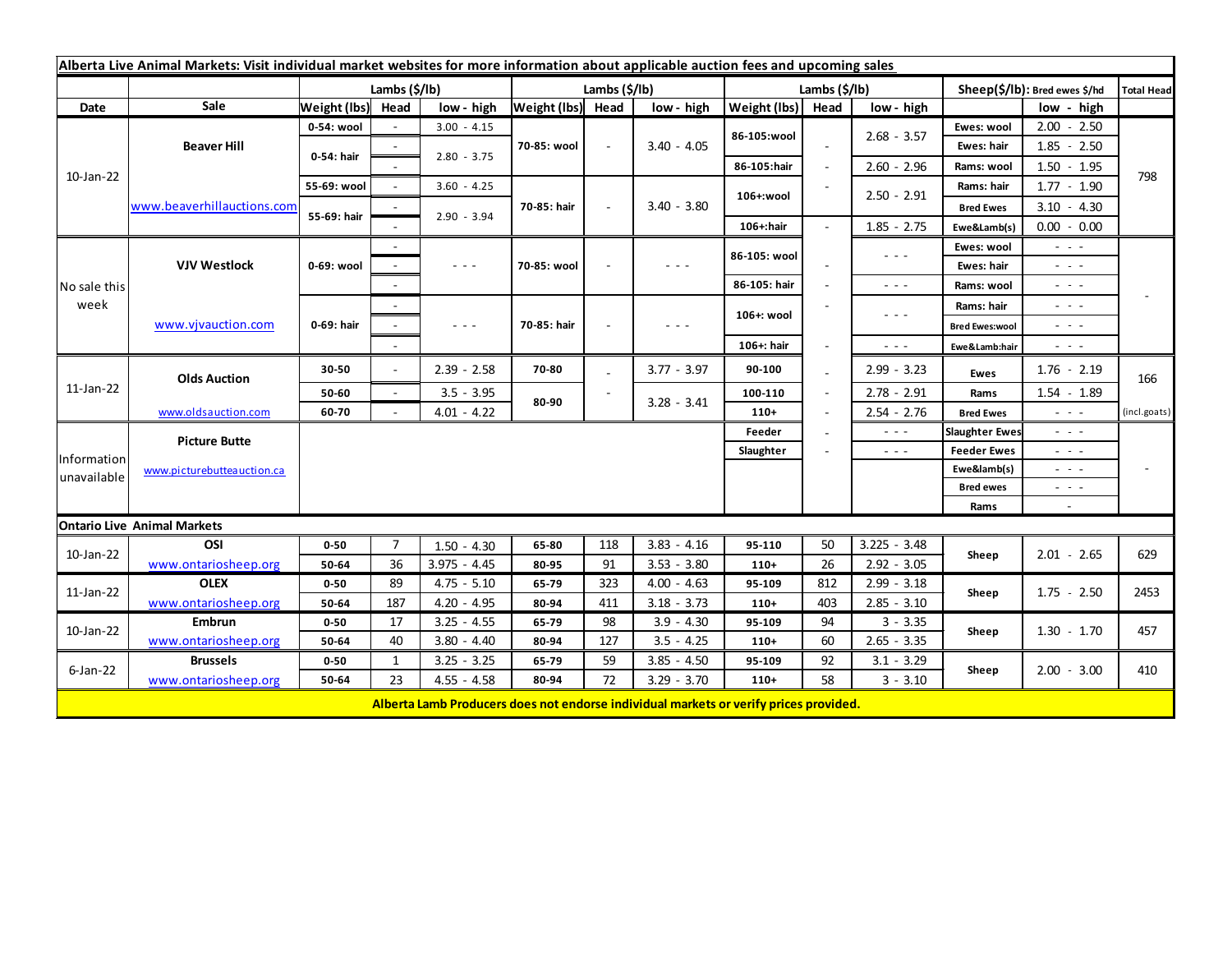**Alberta Live Animal Markets: Visit individual market websites for more information about applicable auction fees and upcoming sales**

| | | Lambs ($/lb) | | | Lambs ($/lb) | | | Lambs ($/lb) | | | Sheep($/lb): Bred ewes $/hd | | Total Head |
|---|---|---|---|---|---|---|---|---|---|---|---|---|---|
| Date | Sale | Weight (lbs) | Head | low - high | Weight (lbs) | Head | low - high | Weight (lbs) | Head | low - high | | low - high | |
| 10-Jan-22 | Beaver Hill | 0-54: wool | - | 3.00 - 4.15 | 70-85: wool | - | 3.40 - 4.05 | 86-105:wool | - | 2.68 - 3.57 | Ewes: wool | 2.00 - 2.50 | 798 |
| | | 0-54: hair | - | 2.80 - 3.75 | | | | | | | Ewes: hair | 1.85 - 2.50 | |
| | | | - | | | | | 86-105:hair | - | 2.60 - 2.96 | Rams: wool | 1.50 - 1.95 | |
| | | 55-69: wool | - | 3.60 - 4.25 | 70-85: hair | - | 3.40 - 3.80 | 106+:wool | - | 2.50 - 2.91 | Rams: hair | 1.77 - 1.90 | |
| | www.beaverhillauctions.com | 55-69: hair | - | 2.90 - 3.94 | | | | | | | Bred Ewes | 3.10 - 4.30 | |
| | | | - | | | | | 106+:hair | - | 1.85 - 2.75 | Ewe&Lamb(s) | 0.00 - 0.00 | |
| No sale this week | VJV Westlock | 0-69: wool | - | - - - | 70-85: wool | - | - - - | 86-105: wool | - | - - - | Ewes: wool | - - - | - |
| | | | - | | | | | | | | Ewes: hair | - - - | |
| | | | - | | | | | 86-105: hair | - | - - - | Rams: wool | - - - | |
| | www.vjvauction.com | 0-69: hair | - | - - - | 70-85: hair | - | - - - | 106+: wool | - | - - - | Rams: hair | - - - | |
| | | | - | | | | | | | | Bred Ewes:wool | - - - | |
| | | | - | | | | | 106+: hair | - | - - - | Ewe&Lamb:hair | - - - | |
| 11-Jan-22 | Olds Auction | 30-50 | - | 2.39 - 2.58 | 70-80 | - | 3.77 - 3.97 | 90-100 | - | 2.99 - 3.23 | Ewes | 1.76 - 2.19 | 166 |
| | | 50-60 | - | 3.5 - 3.95 | 80-90 | - | 3.28 - 3.41 | 100-110 | - | 2.78 - 2.91 | Rams | 1.54 - 1.89 | |
| | www.oldsauction.com | 60-70 | - | 4.01 - 4.22 | | | | 110+ | - | 2.54 - 2.76 | Bred Ewes | - - - | (incl.goats) |
| Information unavailable | Picture Butte | | | | | | | Feeder | - | - - - | Slaughter Ewes | - - - | - |
| | | | | | | | | Slaughter | - | - - - | Feeder Ewes | - - - | |
| | www.picturebutteauction.ca | | | | | | | | | | Ewe&lamb(s) | - - - | |
| | | | | | | | | | | | Bred ewes | - - - | |
| | | | | | | | | | | | Rams | - | |
| **Ontario Live Animal Markets** | | | | | | | | | | | | | |
| 10-Jan-22 | OSI | 0-50 | 7 | 1.50 - 4.30 | 65-80 | 118 | 3.83 - 4.16 | 95-110 | 50 | 3.225 - 3.48 | Sheep | 2.01 - 2.65 | 629 |
| | www.ontariosheep.org | 50-64 | 36 | 3.975 - 4.45 | 80-95 | 91 | 3.53 - 3.80 | 110+ | 26 | 2.92 - 3.05 | | | |
| 11-Jan-22 | OLEX | 0-50 | 89 | 4.75 - 5.10 | 65-79 | 323 | 4.00 - 4.63 | 95-109 | 812 | 2.99 - 3.18 | Sheep | 1.75 - 2.50 | 2453 |
| | www.ontariosheep.org | 50-64 | 187 | 4.20 - 4.95 | 80-94 | 411 | 3.18 - 3.73 | 110+ | 403 | 2.85 - 3.10 | | | |
| 10-Jan-22 | Embrun | 0-50 | 17 | 3.25 - 4.55 | 65-79 | 98 | 3.9 - 4.30 | 95-109 | 94 | 3 - 3.35 | Sheep | 1.30 - 1.70 | 457 |
| | www.ontariosheep.org | 50-64 | 40 | 3.80 - 4.40 | 80-94 | 127 | 3.5 - 4.25 | 110+ | 60 | 2.65 - 3.35 | | | |
| 6-Jan-22 | Brussels | 0-50 | 1 | 3.25 - 3.25 | 65-79 | 59 | 3.85 - 4.50 | 95-109 | 92 | 3.1 - 3.29 | Sheep | 2.00 - 3.00 | 410 |
| | www.ontariosheep.org | 50-64 | 23 | 4.55 - 4.58 | 80-94 | 72 | 3.29 - 3.70 | 110+ | 58 | 3 - 3.10 | | | |

**Alberta Lamb Producers does not endorse individual markets or verify prices provided.**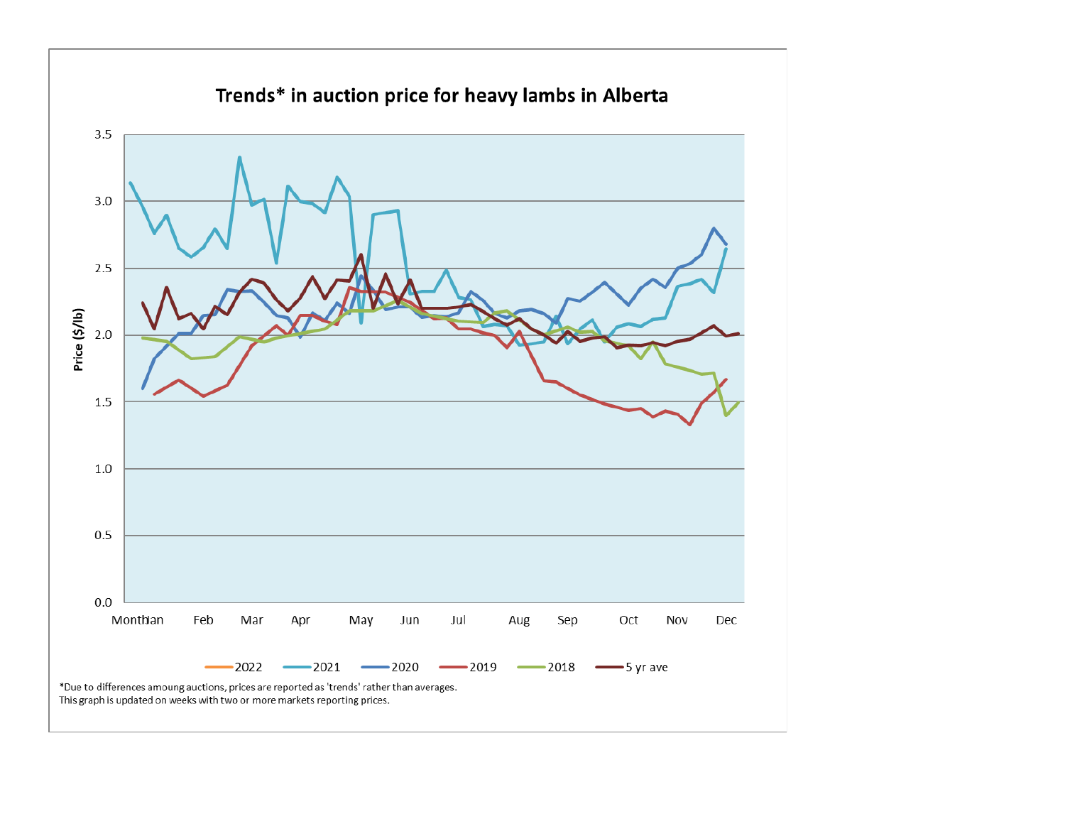## Trends* in auction price for heavy lambs in Alberta

Price ($/lb)

3.5
3.0
2.5
2.0
1.5
1.0
0.5
0.0

Month Jan Feb Mar Apr May Jun Jul Aug Sep Oct Nov Dec

2022 2021 2020 2019 2018 5 yr ave

*Due to differences amoung auctions, prices are reported as 'trends' rather than averages.
This graph is updated on weeks with two or more markets reporting prices.